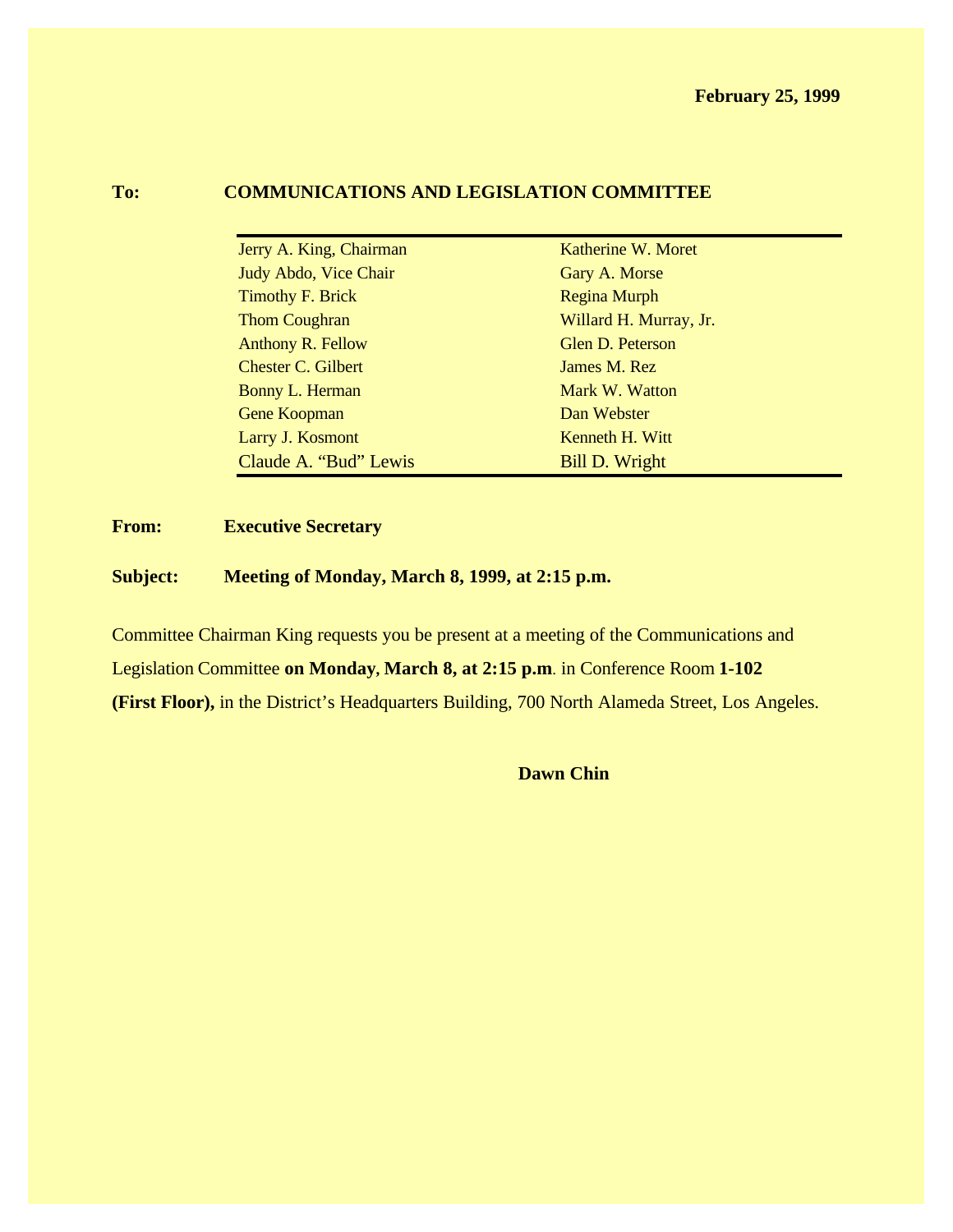**February 25, 1999**

**To:** **COMMUNICATIONS AND LEGISLATION COMMITTEE**

| | |
|---|---|
| Jerry A. King, Chairman | Katherine W. Moret |
| Judy Abdo, Vice Chair | Gary A. Morse |
| Timothy F. Brick | Regina Murph |
| Thom Coughran | Willard H. Murray, Jr. |
| Anthony R. Fellow | Glen D. Peterson |
| Chester C. Gilbert | James M. Rez |
| Bonny L. Herman | Mark W. Watton |
| Gene Koopman | Dan Webster |
| Larry J. Kosmont | Kenneth H. Witt |
| Claude A. "Bud" Lewis | Bill D. Wright |

**From:** **Executive Secretary**

**Subject:** **Meeting of Monday, March 8, 1999, at 2:15 p.m.**

Committee Chairman King requests you be present at a meeting of the Communications and Legislation Committee **on Monday**, **March 8, at 2:15 p.m**. in Conference Room **1-102 (First Floor),** in the District's Headquarters Building, 700 North Alameda Street, Los Angeles.

**Dawn Chin**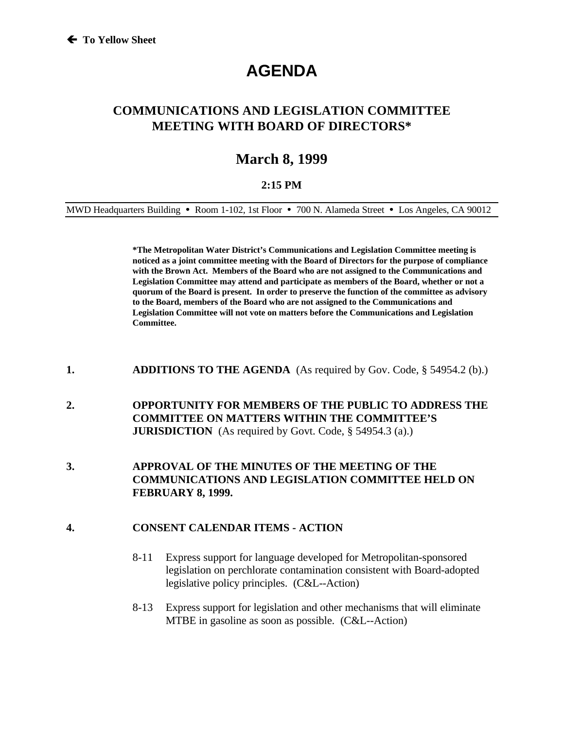🡐 **To Yellow Sheet**

# AGENDA

## COMMUNICATIONS AND LEGISLATION COMMITTEE MEETING WITH BOARD OF DIRECTORS*

## March 8, 1999

**2:15 PM**

MWD Headquarters Building • Room 1-102, 1st Floor • 700 N. Alameda Street • Los Angeles, CA 90012

**\*The Metropolitan Water District's Communications and Legislation Committee meeting is noticed as a joint committee meeting with the Board of Directors for the purpose of compliance with the Brown Act. Members of the Board who are not assigned to the Communications and Legislation Committee may attend and participate as members of the Board, whether or not a quorum of the Board is present. In order to preserve the function of the committee as advisory to the Board, members of the Board who are not assigned to the Communications and Legislation Committee will not vote on matters before the Communications and Legislation Committee.**

**1.** **ADDITIONS TO THE AGENDA** (As required by Gov. Code, § 54954.2 (b).)

**2.** **OPPORTUNITY FOR MEMBERS OF THE PUBLIC TO ADDRESS THE COMMITTEE ON MATTERS WITHIN THE COMMITTEE'S JURISDICTION** (As required by Govt. Code, § 54954.3 (a).)

**3.** **APPROVAL OF THE MINUTES OF THE MEETING OF THE COMMUNICATIONS AND LEGISLATION COMMITTEE HELD ON FEBRUARY 8, 1999.**

**4.** **CONSENT CALENDAR ITEMS - ACTION**

8-11 Express support for language developed for Metropolitan-sponsored legislation on perchlorate contamination consistent with Board-adopted legislative policy principles. (C&L--Action)

8-13 Express support for legislation and other mechanisms that will eliminate MTBE in gasoline as soon as possible. (C&L--Action)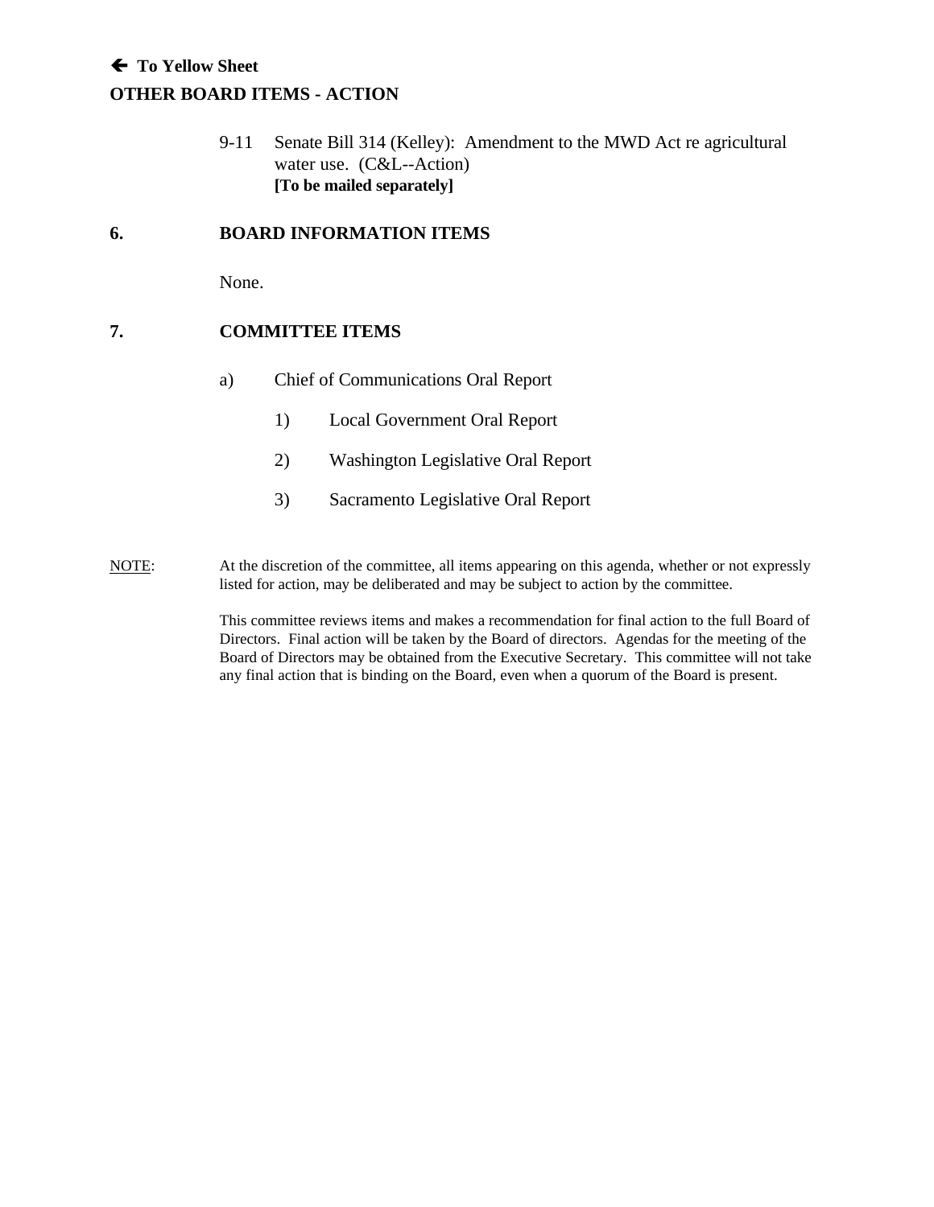🡐 **To Yellow Sheet**

**OTHER BOARD ITEMS - ACTION**

9-11 Senate Bill 314 (Kelley): Amendment to the MWD Act re agricultural water use. (C&L--Action)
**[To be mailed separately]**

## 6. BOARD INFORMATION ITEMS

None.

## 7. COMMITTEE ITEMS

a) Chief of Communications Oral Report

1) Local Government Oral Report

2) Washington Legislative Oral Report

3) Sacramento Legislative Oral Report

NOTE: At the discretion of the committee, all items appearing on this agenda, whether or not expressly listed for action, may be deliberated and may be subject to action by the committee.

This committee reviews items and makes a recommendation for final action to the full Board of Directors. Final action will be taken by the Board of directors. Agendas for the meeting of the Board of Directors may be obtained from the Executive Secretary. This committee will not take any final action that is binding on the Board, even when a quorum of the Board is present.